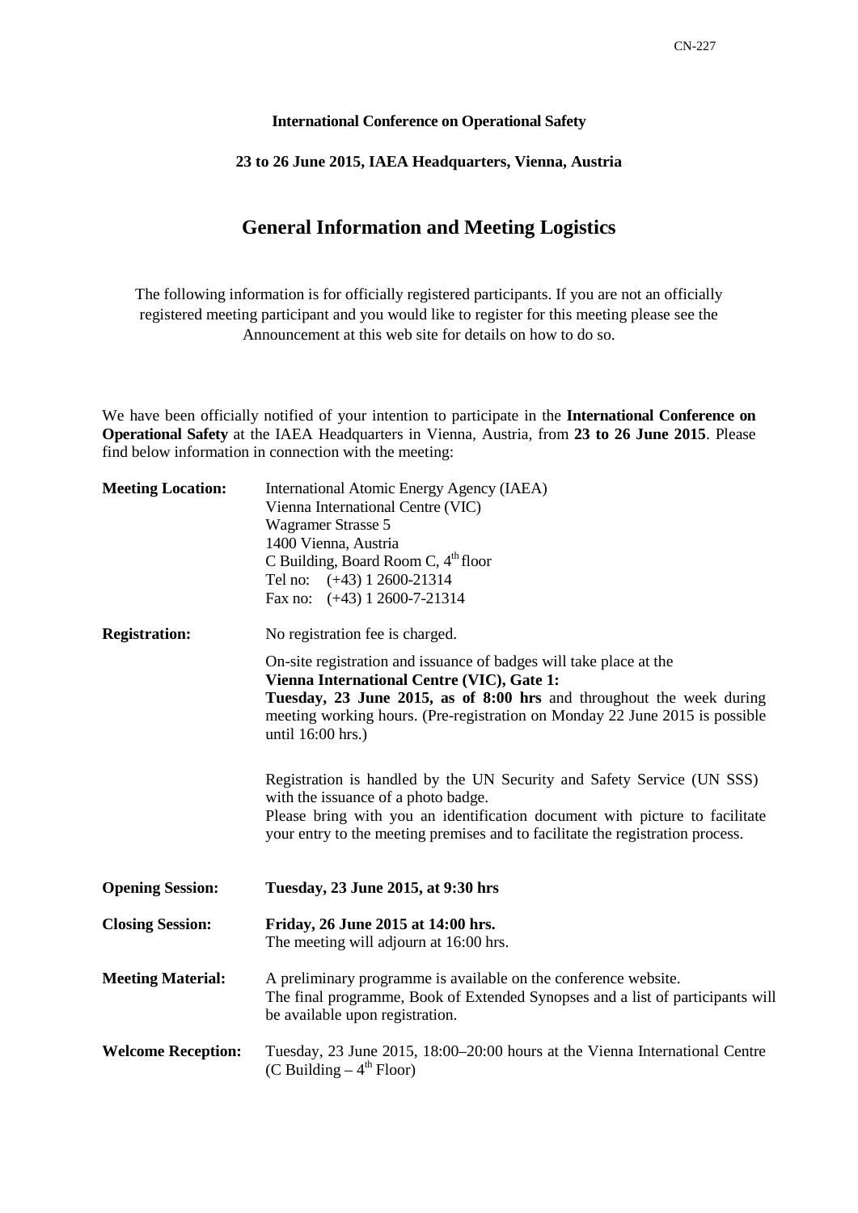**International Conference on Operational Safety**

**23 to 26 June 2015, IAEA Headquarters, Vienna, Austria**

# General Information and Meeting Logistics

The following information is for officially registered participants. If you are not an officially registered meeting participant and you would like to register for this meeting please see the Announcement at this web site for details on how to do so.

We have been officially notified of your intention to participate in the **International Conference on Operational Safety** at the IAEA Headquarters in Vienna, Austria, from **23 to 26 June 2015**. Please find below information in connection with the meeting:

**Meeting Location:**

International Atomic Energy Agency (IAEA)
Vienna International Centre (VIC)
Wagramer Strasse 5
1400 Vienna, Austria
C Building, Board Room C, 4th floor
Tel no: (+43) 1 2600-21314
Fax no: (+43) 1 2600-7-21314

**Registration:**

No registration fee is charged.

On-site registration and issuance of badges will take place at the **Vienna International Centre (VIC), Gate 1:**
**Tuesday, 23 June 2015, as of 8:00 hrs** and throughout the week during meeting working hours. (Pre-registration on Monday 22 June 2015 is possible until 16:00 hrs.)

Registration is handled by the UN Security and Safety Service (UN SSS) with the issuance of a photo badge.
Please bring with you an identification document with picture to facilitate your entry to the meeting premises and to facilitate the registration process.

**Opening Session:** **Tuesday, 23 June 2015, at 9:30 hrs**

**Closing Session:** **Friday, 26 June 2015 at 14:00 hrs.**
The meeting will adjourn at 16:00 hrs.

**Meeting Material:**

A preliminary programme is available on the conference website.
The final programme, Book of Extended Synopses and a list of participants will be available upon registration.

**Welcome Reception:**

Tuesday, 23 June 2015, 18:00–20:00 hours at the Vienna International Centre (C Building – 4th Floor)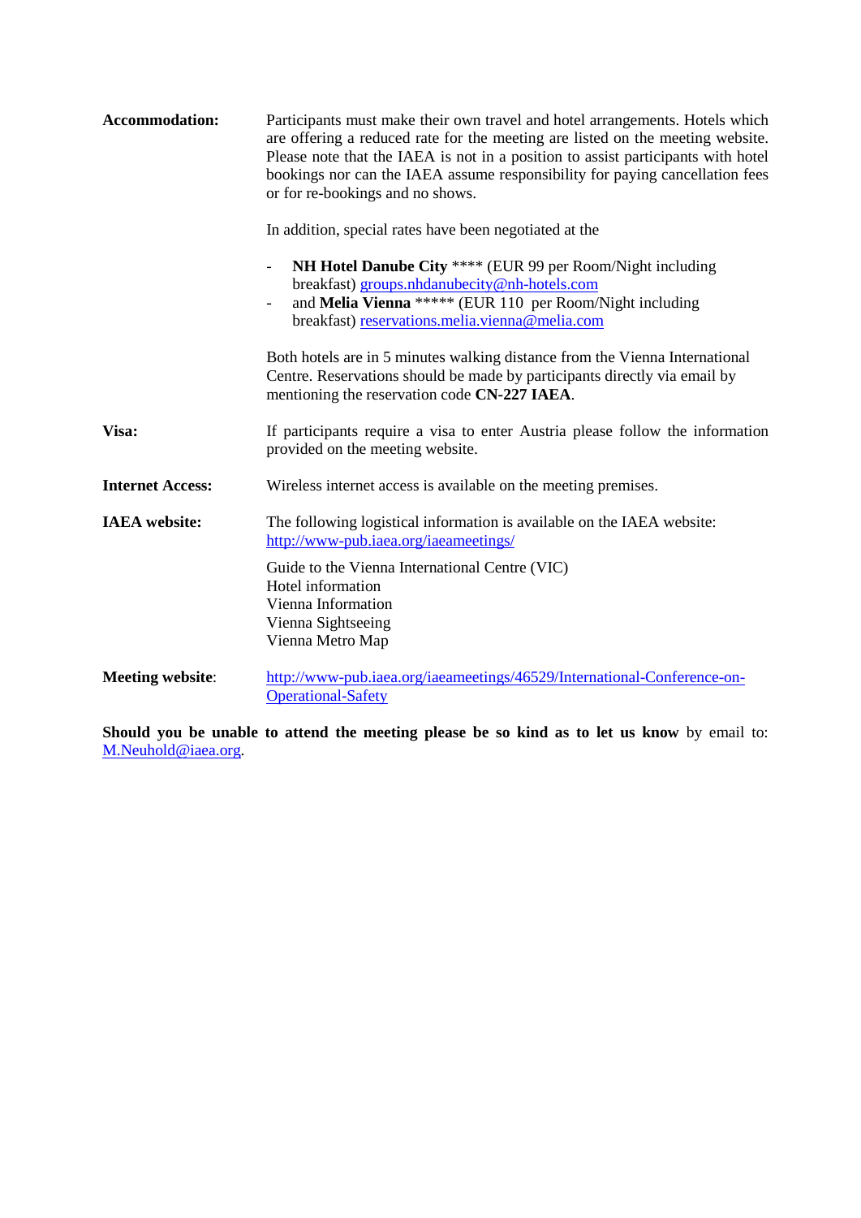**Accommodation:** Participants must make their own travel and hotel arrangements. Hotels which are offering a reduced rate for the meeting are listed on the meeting website. Please note that the IAEA is not in a position to assist participants with hotel bookings nor can the IAEA assume responsibility for paying cancellation fees or for re-bookings and no shows.

In addition, special rates have been negotiated at the

- **NH Hotel Danube City** **** (EUR 99 per Room/Night including breakfast) groups.nhdanubecity@nh-hotels.com
- and **Melia Vienna** ***** (EUR 110 per Room/Night including breakfast) reservations.melia.vienna@melia.com

Both hotels are in 5 minutes walking distance from the Vienna International Centre. Reservations should be made by participants directly via email by mentioning the reservation code **CN-227 IAEA**.

**Visa:** If participants require a visa to enter Austria please follow the information provided on the meeting website.

**Internet Access:** Wireless internet access is available on the meeting premises.

**IAEA website:** The following logistical information is available on the IAEA website: http://www-pub.iaea.org/iaeameetings/

Guide to the Vienna International Centre (VIC)
Hotel information
Vienna Information
Vienna Sightseeing
Vienna Metro Map

**Meeting website**: http://www-pub.iaea.org/iaeameetings/46529/International-Conference-on-Operational-Safety

**Should you be unable to attend the meeting please be so kind as to let us know** by email to: M.Neuhold@iaea.org.